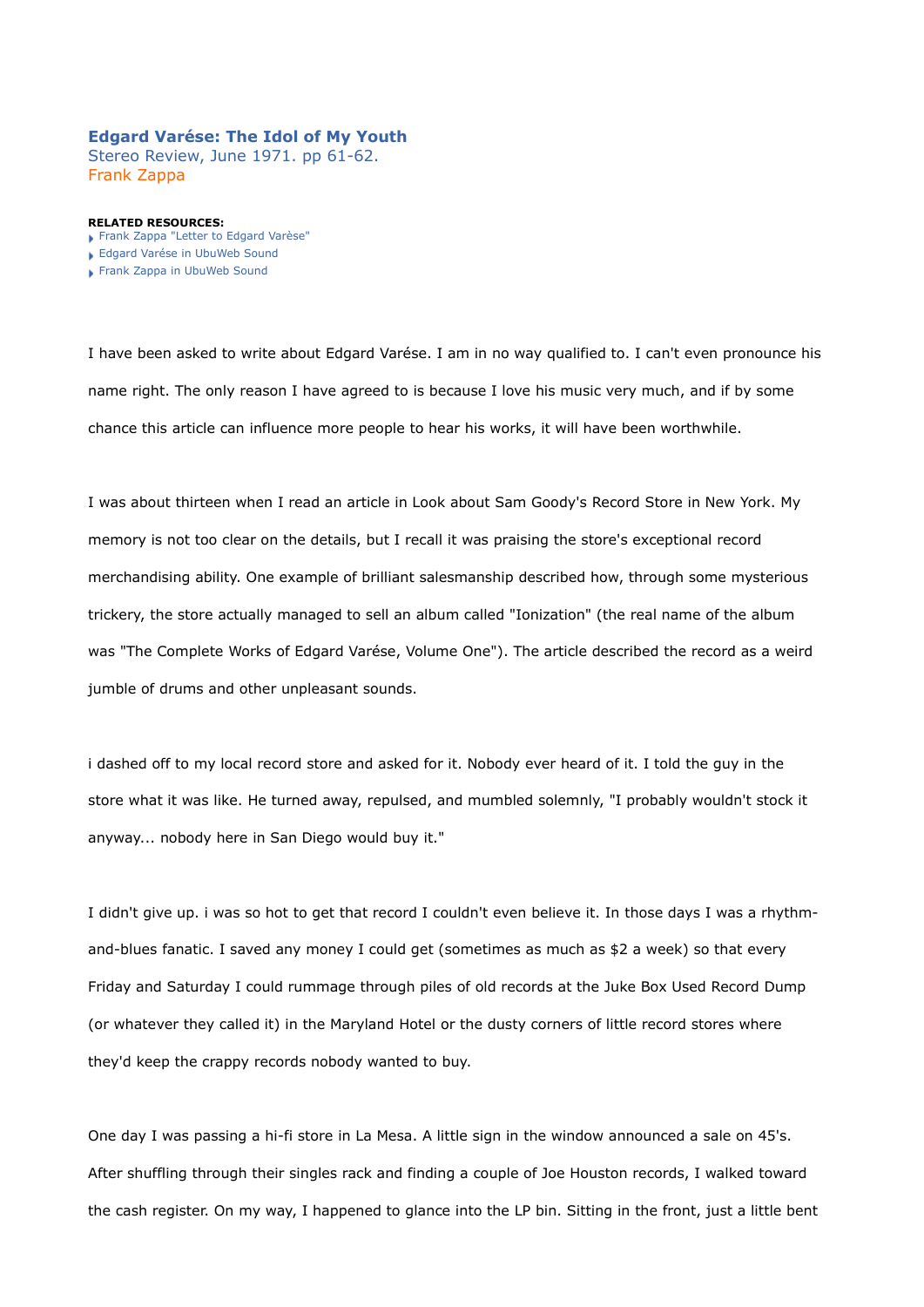# Edgard Varése: The Idol of My Youth

Stereo Review, June 1971. pp 61-62.

Frank Zappa

**RELATED RESOURCES:**

- Frank Zappa "Letter to Edgard Varèse"
- Edgard Varése in UbuWeb Sound
- Frank Zappa in UbuWeb Sound

I have been asked to write about Edgard Varése. I am in no way qualified to. I can't even pronounce his name right. The only reason I have agreed to is because I love his music very much, and if by some chance this article can influence more people to hear his works, it will have been worthwhile.

I was about thirteen when I read an article in Look about Sam Goody's Record Store in New York. My memory is not too clear on the details, but I recall it was praising the store's exceptional record merchandising ability. One example of brilliant salesmanship described how, through some mysterious trickery, the store actually managed to sell an album called "Ionization" (the real name of the album was "The Complete Works of Edgard Varése, Volume One"). The article described the record as a weird jumble of drums and other unpleasant sounds.

i dashed off to my local record store and asked for it. Nobody ever heard of it. I told the guy in the store what it was like. He turned away, repulsed, and mumbled solemnly, "I probably wouldn't stock it anyway... nobody here in San Diego would buy it."

I didn't give up. i was so hot to get that record I couldn't even believe it. In those days I was a rhythm-and-blues fanatic. I saved any money I could get (sometimes as much as $2 a week) so that every Friday and Saturday I could rummage through piles of old records at the Juke Box Used Record Dump (or whatever they called it) in the Maryland Hotel or the dusty corners of little record stores where they'd keep the crappy records nobody wanted to buy.

One day I was passing a hi-fi store in La Mesa. A little sign in the window announced a sale on 45's. After shuffling through their singles rack and finding a couple of Joe Houston records, I walked toward the cash register. On my way, I happened to glance into the LP bin. Sitting in the front, just a little bent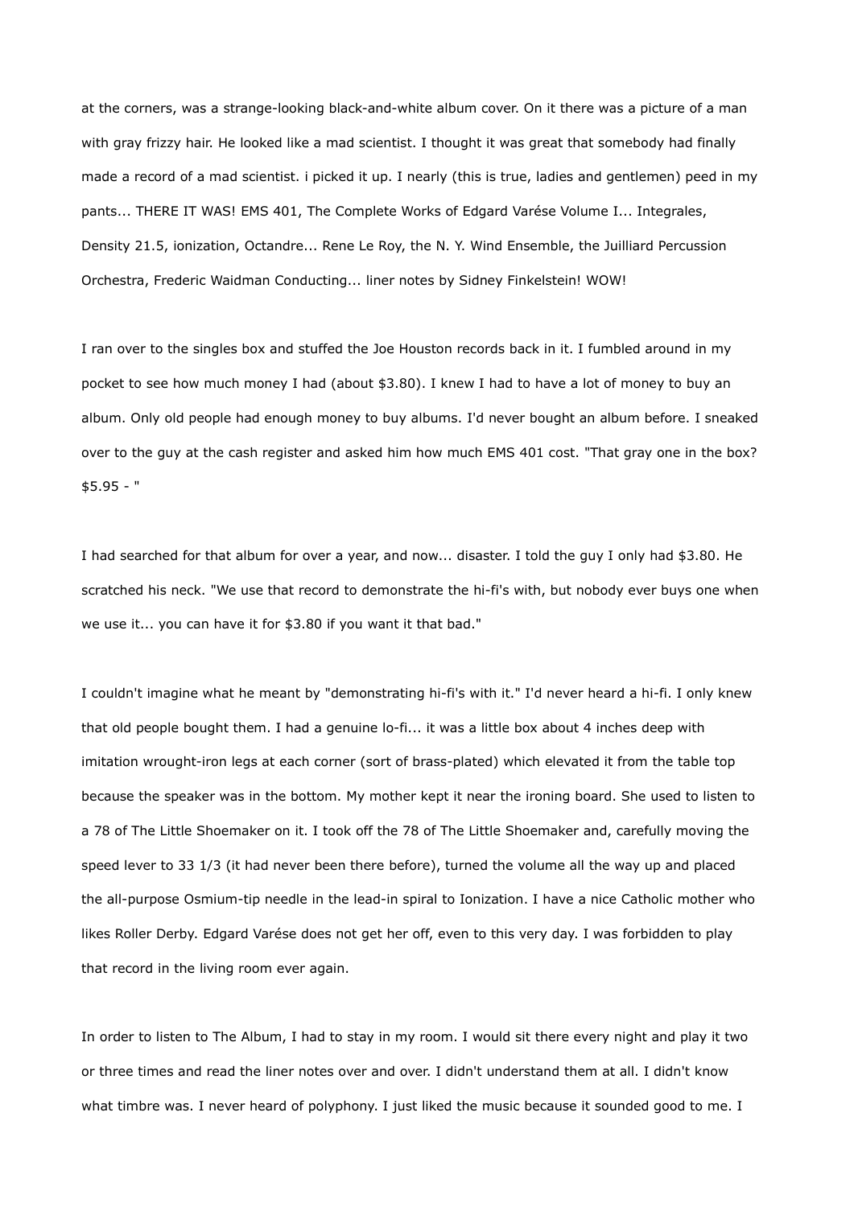at the corners, was a strange-looking black-and-white album cover. On it there was a picture of a man with gray frizzy hair. He looked like a mad scientist. I thought it was great that somebody had finally made a record of a mad scientist. i picked it up. I nearly (this is true, ladies and gentlemen) peed in my pants... THERE IT WAS! EMS 401, The Complete Works of Edgard Varése Volume I... Integrales, Density 21.5, ionization, Octandre... Rene Le Roy, the N. Y. Wind Ensemble, the Juilliard Percussion Orchestra, Frederic Waidman Conducting... liner notes by Sidney Finkelstein! WOW!

I ran over to the singles box and stuffed the Joe Houston records back in it. I fumbled around in my pocket to see how much money I had (about $3.80). I knew I had to have a lot of money to buy an album. Only old people had enough money to buy albums. I'd never bought an album before. I sneaked over to the guy at the cash register and asked him how much EMS 401 cost. "That gray one in the box? $5.95 - "

I had searched for that album for over a year, and now... disaster. I told the guy I only had $3.80. He scratched his neck. "We use that record to demonstrate the hi-fi's with, but nobody ever buys one when we use it... you can have it for $3.80 if you want it that bad."

I couldn't imagine what he meant by "demonstrating hi-fi's with it." I'd never heard a hi-fi. I only knew that old people bought them. I had a genuine lo-fi... it was a little box about 4 inches deep with imitation wrought-iron legs at each corner (sort of brass-plated) which elevated it from the table top because the speaker was in the bottom. My mother kept it near the ironing board. She used to listen to a 78 of The Little Shoemaker on it. I took off the 78 of The Little Shoemaker and, carefully moving the speed lever to 33 1/3 (it had never been there before), turned the volume all the way up and placed the all-purpose Osmium-tip needle in the lead-in spiral to Ionization. I have a nice Catholic mother who likes Roller Derby. Edgard Varése does not get her off, even to this very day. I was forbidden to play that record in the living room ever again.

In order to listen to The Album, I had to stay in my room. I would sit there every night and play it two or three times and read the liner notes over and over. I didn't understand them at all. I didn't know what timbre was. I never heard of polyphony. I just liked the music because it sounded good to me. I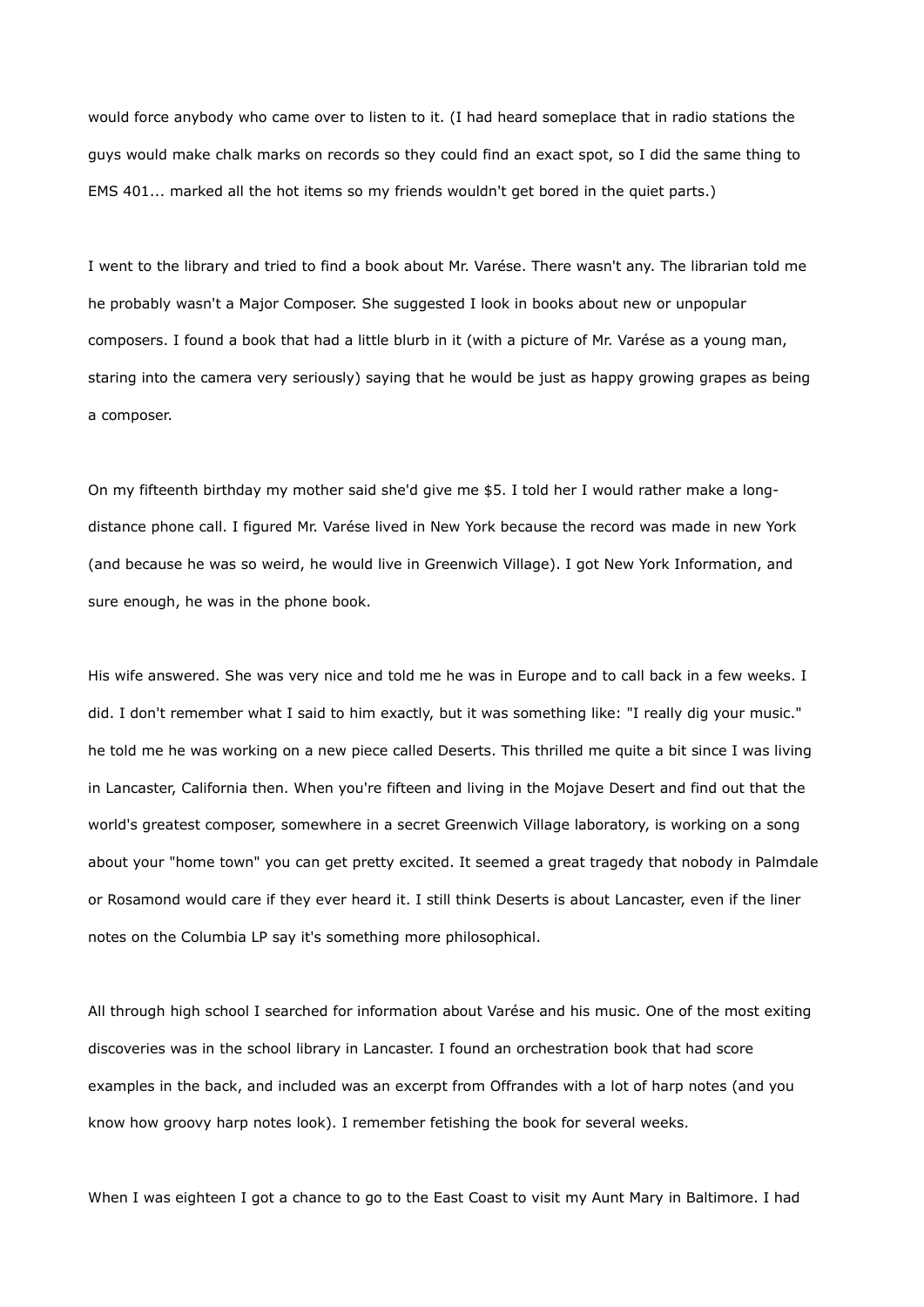would force anybody who came over to listen to it. (I had heard someplace that in radio stations the guys would make chalk marks on records so they could find an exact spot, so I did the same thing to EMS 401... marked all the hot items so my friends wouldn't get bored in the quiet parts.)

I went to the library and tried to find a book about Mr. Varése. There wasn't any. The librarian told me he probably wasn't a Major Composer. She suggested I look in books about new or unpopular composers. I found a book that had a little blurb in it (with a picture of Mr. Varése as a young man, staring into the camera very seriously) saying that he would be just as happy growing grapes as being a composer.

On my fifteenth birthday my mother said she'd give me $5. I told her I would rather make a long-distance phone call. I figured Mr. Varése lived in New York because the record was made in new York (and because he was so weird, he would live in Greenwich Village). I got New York Information, and sure enough, he was in the phone book.

His wife answered. She was very nice and told me he was in Europe and to call back in a few weeks. I did. I don't remember what I said to him exactly, but it was something like: "I really dig your music." he told me he was working on a new piece called Deserts. This thrilled me quite a bit since I was living in Lancaster, California then. When you're fifteen and living in the Mojave Desert and find out that the world's greatest composer, somewhere in a secret Greenwich Village laboratory, is working on a song about your "home town" you can get pretty excited. It seemed a great tragedy that nobody in Palmdale or Rosamond would care if they ever heard it. I still think Deserts is about Lancaster, even if the liner notes on the Columbia LP say it's something more philosophical.

All through high school I searched for information about Varése and his music. One of the most exiting discoveries was in the school library in Lancaster. I found an orchestration book that had score examples in the back, and included was an excerpt from Offrandes with a lot of harp notes (and you know how groovy harp notes look). I remember fetishing the book for several weeks.

When I was eighteen I got a chance to go to the East Coast to visit my Aunt Mary in Baltimore. I had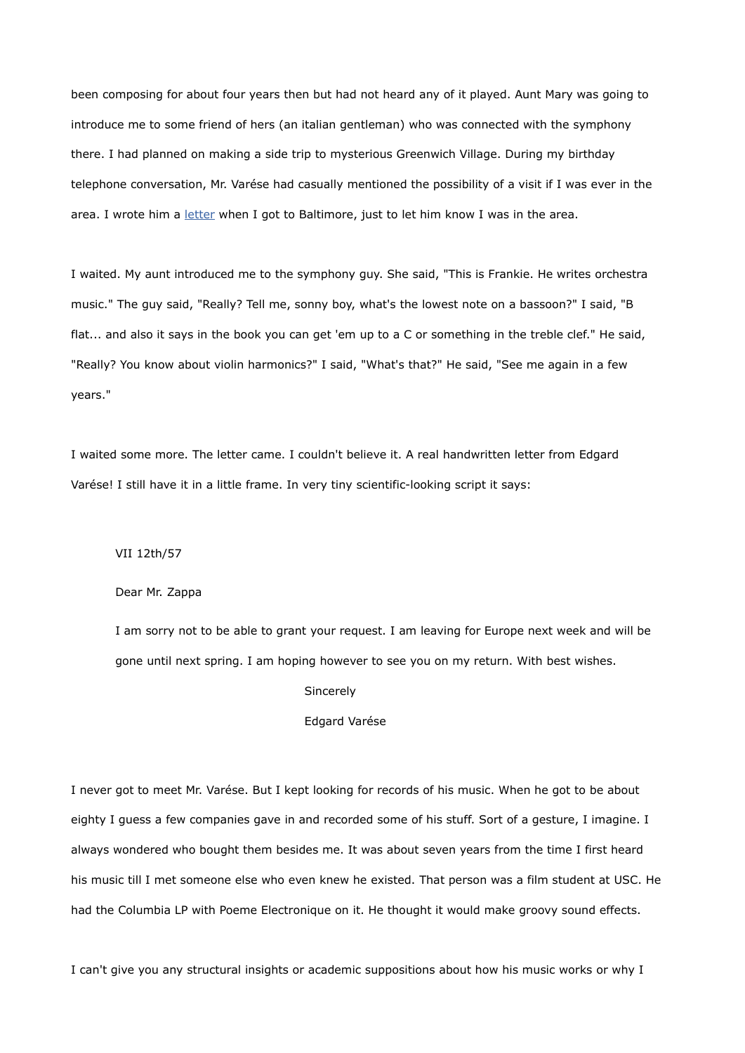been composing for about four years then but had not heard any of it played. Aunt Mary was going to introduce me to some friend of hers (an italian gentleman) who was connected with the symphony there. I had planned on making a side trip to mysterious Greenwich Village. During my birthday telephone conversation, Mr. Varése had casually mentioned the possibility of a visit if I was ever in the area. I wrote him a letter when I got to Baltimore, just to let him know I was in the area.

I waited. My aunt introduced me to the symphony guy. She said, "This is Frankie. He writes orchestra music." The guy said, "Really? Tell me, sonny boy, what's the lowest note on a bassoon?" I said, "B flat... and also it says in the book you can get 'em up to a C or something in the treble clef." He said, "Really? You know about violin harmonics?" I said, "What's that?" He said, "See me again in a few years."

I waited some more. The letter came. I couldn't believe it. A real handwritten letter from Edgard Varése! I still have it in a little frame. In very tiny scientific-looking script it says:

> VII 12th/57
>
> Dear Mr. Zappa
>
> I am sorry not to be able to grant your request. I am leaving for Europe next week and will be gone until next spring. I am hoping however to see you on my return. With best wishes.
>
> Sincerely
>
> Edgard Varése

I never got to meet Mr. Varése. But I kept looking for records of his music. When he got to be about eighty I guess a few companies gave in and recorded some of his stuff. Sort of a gesture, I imagine. I always wondered who bought them besides me. It was about seven years from the time I first heard his music till I met someone else who even knew he existed. That person was a film student at USC. He had the Columbia LP with Poeme Electronique on it. He thought it would make groovy sound effects.

I can't give you any structural insights or academic suppositions about how his music works or why I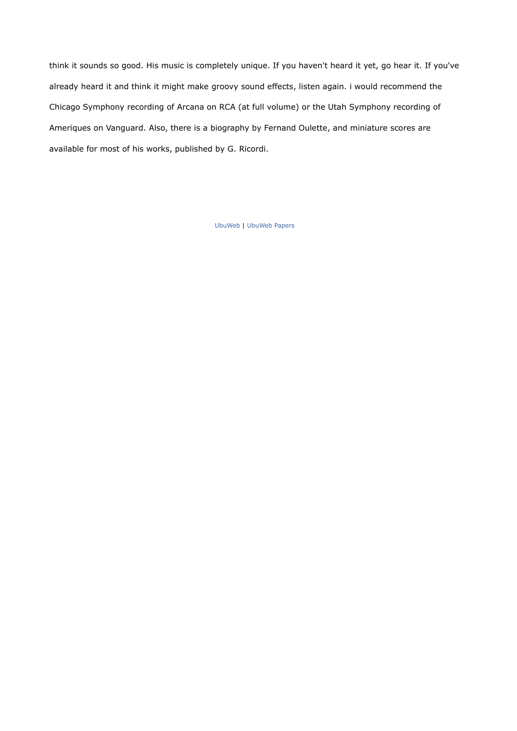think it sounds so good. His music is completely unique. If you haven't heard it yet, go hear it. If you've already heard it and think it might make groovy sound effects, listen again. i would recommend the Chicago Symphony recording of Arcana on RCA (at full volume) or the Utah Symphony recording of Ameriques on Vanguard. Also, there is a biography by Fernand Oulette, and miniature scores are available for most of his works, published by G. Ricordi.

UbuWeb | UbuWeb Papers